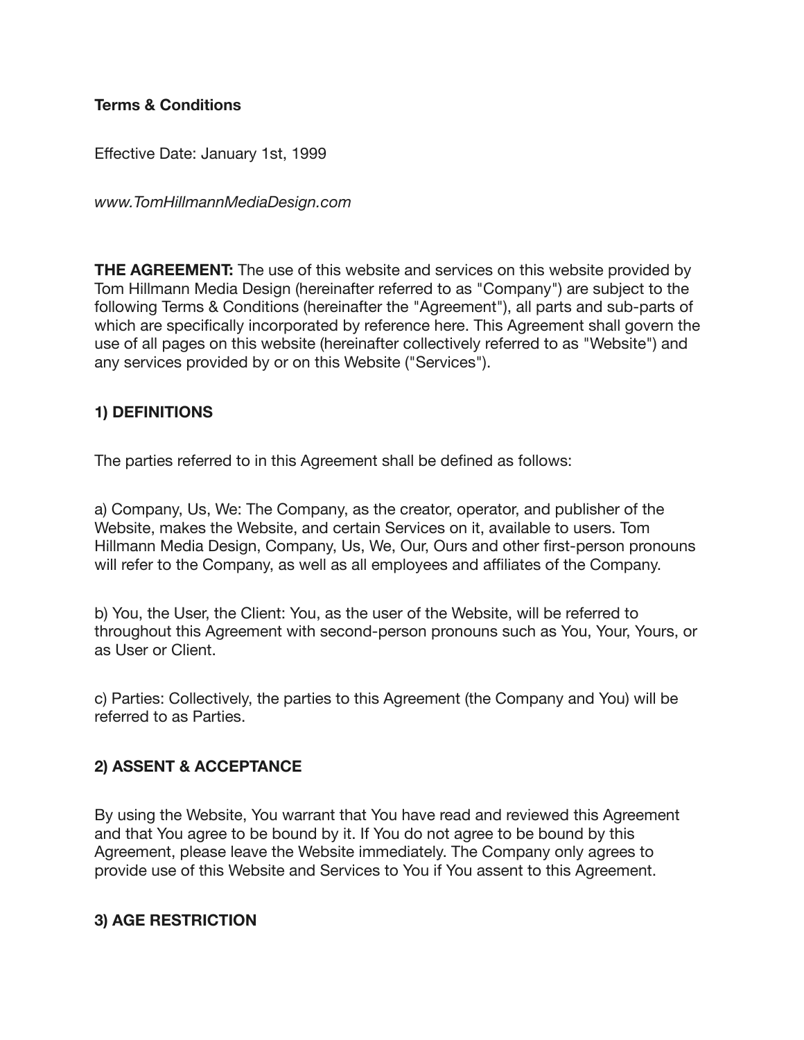**Terms & Conditions**

Effective Date: January 1st, 1999

*www.TomHillmannMediaDesign.com*

**THE AGREEMENT:** The use of this website and services on this website provided by Tom Hillmann Media Design (hereinafter referred to as "Company") are subject to the following Terms & Conditions (hereinafter the "Agreement"), all parts and sub-parts of which are specifically incorporated by reference here. This Agreement shall govern the use of all pages on this website (hereinafter collectively referred to as "Website") and any services provided by or on this Website ("Services").

### 1) DEFINITIONS

The parties referred to in this Agreement shall be defined as follows:

a) Company, Us, We: The Company, as the creator, operator, and publisher of the Website, makes the Website, and certain Services on it, available to users. Tom Hillmann Media Design, Company, Us, We, Our, Ours and other first-person pronouns will refer to the Company, as well as all employees and affiliates of the Company.

b) You, the User, the Client: You, as the user of the Website, will be referred to throughout this Agreement with second-person pronouns such as You, Your, Yours, or as User or Client.

c) Parties: Collectively, the parties to this Agreement (the Company and You) will be referred to as Parties.

### 2) ASSENT & ACCEPTANCE

By using the Website, You warrant that You have read and reviewed this Agreement and that You agree to be bound by it. If You do not agree to be bound by this Agreement, please leave the Website immediately. The Company only agrees to provide use of this Website and Services to You if You assent to this Agreement.

### 3) AGE RESTRICTION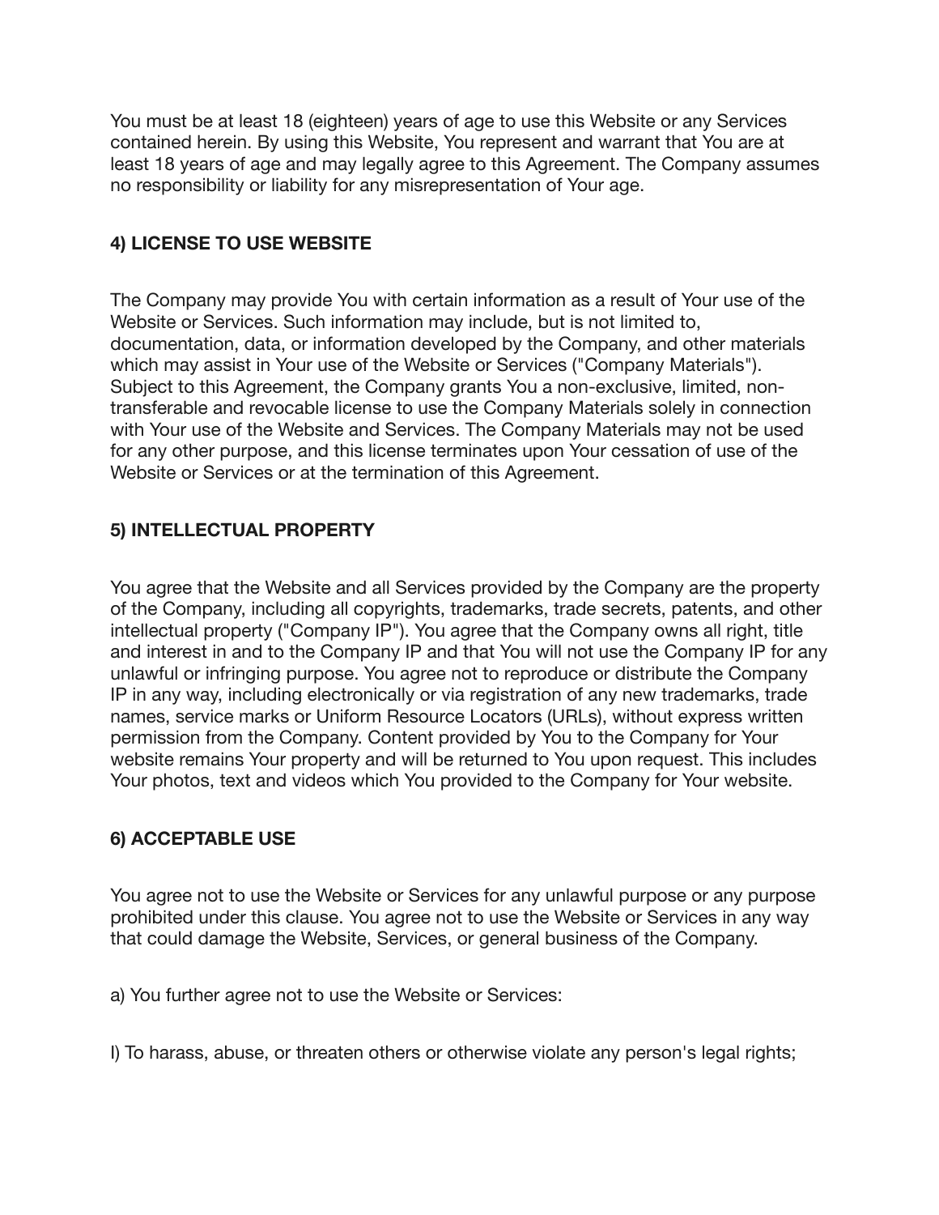You must be at least 18 (eighteen) years of age to use this Website or any Services contained herein. By using this Website, You represent and warrant that You are at least 18 years of age and may legally agree to this Agreement. The Company assumes no responsibility or liability for any misrepresentation of Your age.

**4) LICENSE TO USE WEBSITE**

The Company may provide You with certain information as a result of Your use of the Website or Services. Such information may include, but is not limited to, documentation, data, or information developed by the Company, and other materials which may assist in Your use of the Website or Services ("Company Materials"). Subject to this Agreement, the Company grants You a non-exclusive, limited, non-transferable and revocable license to use the Company Materials solely in connection with Your use of the Website and Services. The Company Materials may not be used for any other purpose, and this license terminates upon Your cessation of use of the Website or Services or at the termination of this Agreement.

**5) INTELLECTUAL PROPERTY**

You agree that the Website and all Services provided by the Company are the property of the Company, including all copyrights, trademarks, trade secrets, patents, and other intellectual property ("Company IP"). You agree that the Company owns all right, title and interest in and to the Company IP and that You will not use the Company IP for any unlawful or infringing purpose. You agree not to reproduce or distribute the Company IP in any way, including electronically or via registration of any new trademarks, trade names, service marks or Uniform Resource Locators (URLs), without express written permission from the Company. Content provided by You to the Company for Your website remains Your property and will be returned to You upon request. This includes Your photos, text and videos which You provided to the Company for Your website.

**6) ACCEPTABLE USE**

You agree not to use the Website or Services for any unlawful purpose or any purpose prohibited under this clause. You agree not to use the Website or Services in any way that could damage the Website, Services, or general business of the Company.

a) You further agree not to use the Website or Services:

I) To harass, abuse, or threaten others or otherwise violate any person's legal rights;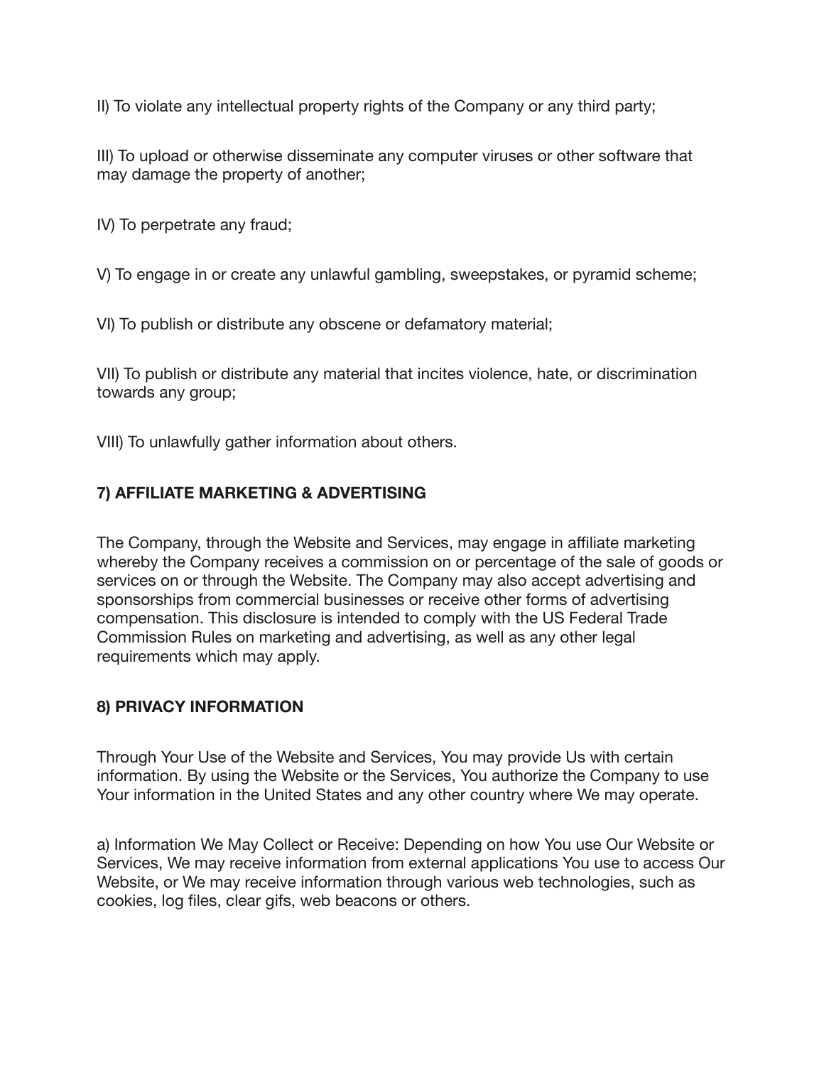II) To violate any intellectual property rights of the Company or any third party;

III) To upload or otherwise disseminate any computer viruses or other software that may damage the property of another;

IV) To perpetrate any fraud;

V) To engage in or create any unlawful gambling, sweepstakes, or pyramid scheme;

VI) To publish or distribute any obscene or defamatory material;

VII) To publish or distribute any material that incites violence, hate, or discrimination towards any group;

VIII) To unlawfully gather information about others.

**7) AFFILIATE MARKETING & ADVERTISING**

The Company, through the Website and Services, may engage in affiliate marketing whereby the Company receives a commission on or percentage of the sale of goods or services on or through the Website. The Company may also accept advertising and sponsorships from commercial businesses or receive other forms of advertising compensation. This disclosure is intended to comply with the US Federal Trade Commission Rules on marketing and advertising, as well as any other legal requirements which may apply.

**8) PRIVACY INFORMATION**

Through Your Use of the Website and Services, You may provide Us with certain information. By using the Website or the Services, You authorize the Company to use Your information in the United States and any other country where We may operate.

a) Information We May Collect or Receive: Depending on how You use Our Website or Services, We may receive information from external applications You use to access Our Website, or We may receive information through various web technologies, such as cookies, log files, clear gifs, web beacons or others.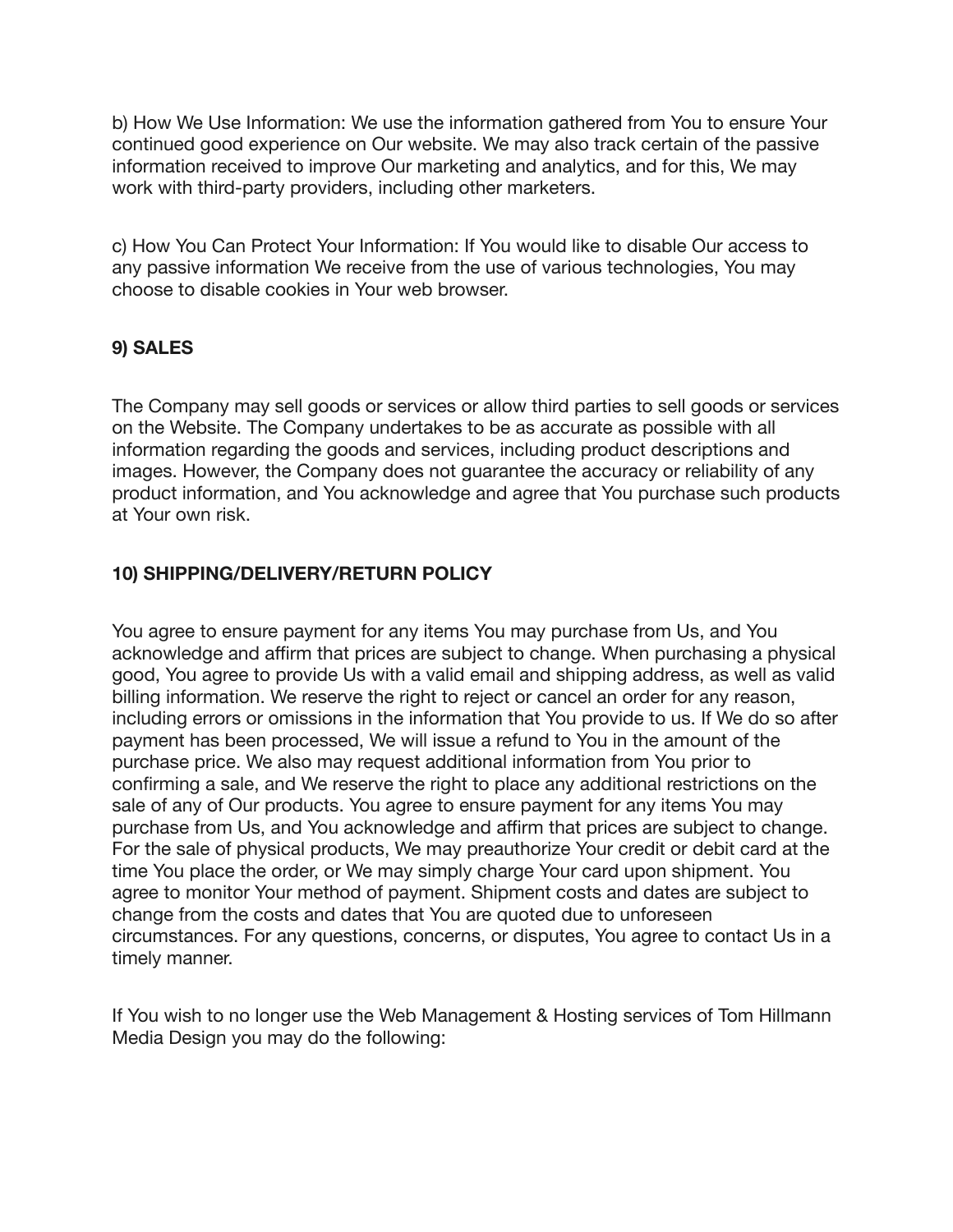b) How We Use Information: We use the information gathered from You to ensure Your continued good experience on Our website. We may also track certain of the passive information received to improve Our marketing and analytics, and for this, We may work with third-party providers, including other marketers.

c) How You Can Protect Your Information: If You would like to disable Our access to any passive information We receive from the use of various technologies, You may choose to disable cookies in Your web browser.

**9) SALES**

The Company may sell goods or services or allow third parties to sell goods or services on the Website. The Company undertakes to be as accurate as possible with all information regarding the goods and services, including product descriptions and images. However, the Company does not guarantee the accuracy or reliability of any product information, and You acknowledge and agree that You purchase such products at Your own risk.

**10) SHIPPING/DELIVERY/RETURN POLICY**

You agree to ensure payment for any items You may purchase from Us, and You acknowledge and affirm that prices are subject to change. When purchasing a physical good, You agree to provide Us with a valid email and shipping address, as well as valid billing information. We reserve the right to reject or cancel an order for any reason, including errors or omissions in the information that You provide to us. If We do so after payment has been processed, We will issue a refund to You in the amount of the purchase price. We also may request additional information from You prior to confirming a sale, and We reserve the right to place any additional restrictions on the sale of any of Our products. You agree to ensure payment for any items You may purchase from Us, and You acknowledge and affirm that prices are subject to change. For the sale of physical products, We may preauthorize Your credit or debit card at the time You place the order, or We may simply charge Your card upon shipment. You agree to monitor Your method of payment. Shipment costs and dates are subject to change from the costs and dates that You are quoted due to unforeseen circumstances. For any questions, concerns, or disputes, You agree to contact Us in a timely manner.

If You wish to no longer use the Web Management & Hosting services of Tom Hillmann Media Design you may do the following: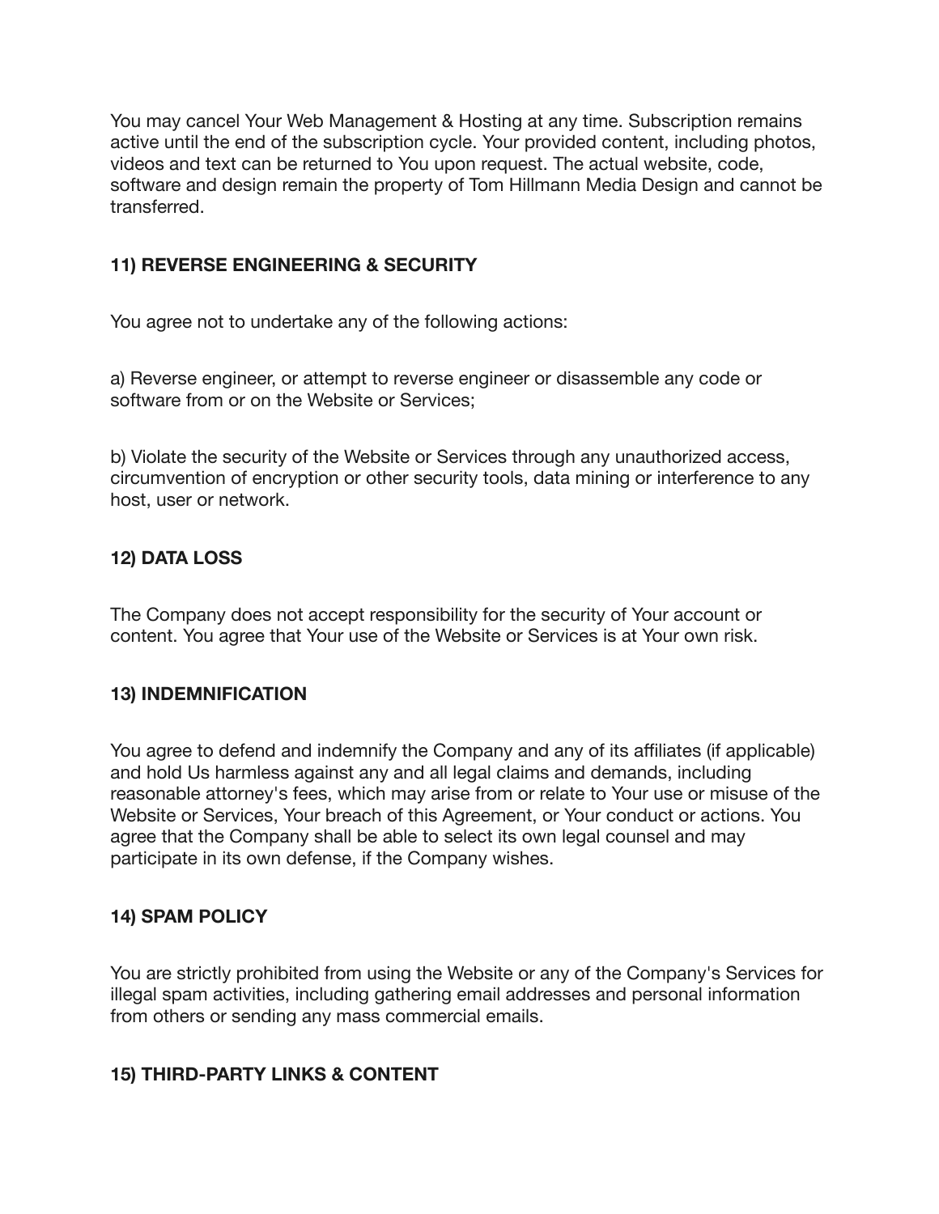You may cancel Your Web Management & Hosting at any time. Subscription remains active until the end of the subscription cycle. Your provided content, including photos, videos and text can be returned to You upon request. The actual website, code, software and design remain the property of Tom Hillmann Media Design and cannot be transferred.

**11) REVERSE ENGINEERING & SECURITY**

You agree not to undertake any of the following actions:

a) Reverse engineer, or attempt to reverse engineer or disassemble any code or software from or on the Website or Services;

b) Violate the security of the Website or Services through any unauthorized access, circumvention of encryption or other security tools, data mining or interference to any host, user or network.

**12) DATA LOSS**

The Company does not accept responsibility for the security of Your account or content. You agree that Your use of the Website or Services is at Your own risk.

**13) INDEMNIFICATION**

You agree to defend and indemnify the Company and any of its affiliates (if applicable) and hold Us harmless against any and all legal claims and demands, including reasonable attorney's fees, which may arise from or relate to Your use or misuse of the Website or Services, Your breach of this Agreement, or Your conduct or actions. You agree that the Company shall be able to select its own legal counsel and may participate in its own defense, if the Company wishes.

**14) SPAM POLICY**

You are strictly prohibited from using the Website or any of the Company's Services for illegal spam activities, including gathering email addresses and personal information from others or sending any mass commercial emails.

**15) THIRD-PARTY LINKS & CONTENT**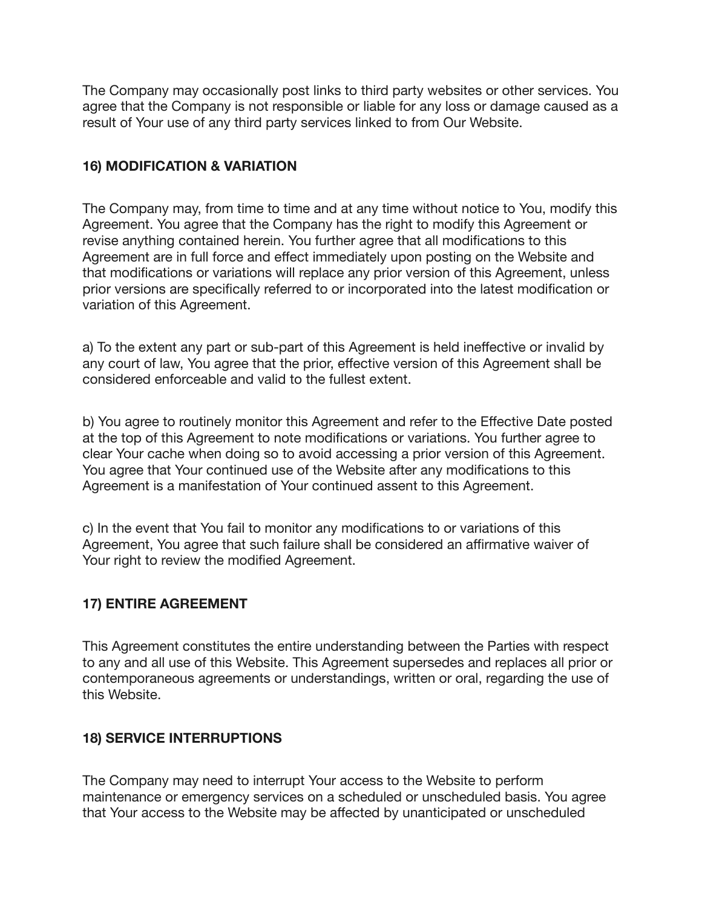The Company may occasionally post links to third party websites or other services. You agree that the Company is not responsible or liable for any loss or damage caused as a result of Your use of any third party services linked to from Our Website.

**16) MODIFICATION & VARIATION**

The Company may, from time to time and at any time without notice to You, modify this Agreement. You agree that the Company has the right to modify this Agreement or revise anything contained herein. You further agree that all modifications to this Agreement are in full force and effect immediately upon posting on the Website and that modifications or variations will replace any prior version of this Agreement, unless prior versions are specifically referred to or incorporated into the latest modification or variation of this Agreement.

a) To the extent any part or sub-part of this Agreement is held ineffective or invalid by any court of law, You agree that the prior, effective version of this Agreement shall be considered enforceable and valid to the fullest extent.

b) You agree to routinely monitor this Agreement and refer to the Effective Date posted at the top of this Agreement to note modifications or variations. You further agree to clear Your cache when doing so to avoid accessing a prior version of this Agreement. You agree that Your continued use of the Website after any modifications to this Agreement is a manifestation of Your continued assent to this Agreement.

c) In the event that You fail to monitor any modifications to or variations of this Agreement, You agree that such failure shall be considered an affirmative waiver of Your right to review the modified Agreement.

**17) ENTIRE AGREEMENT**

This Agreement constitutes the entire understanding between the Parties with respect to any and all use of this Website. This Agreement supersedes and replaces all prior or contemporaneous agreements or understandings, written or oral, regarding the use of this Website.

**18) SERVICE INTERRUPTIONS**

The Company may need to interrupt Your access to the Website to perform maintenance or emergency services on a scheduled or unscheduled basis. You agree that Your access to the Website may be affected by unanticipated or unscheduled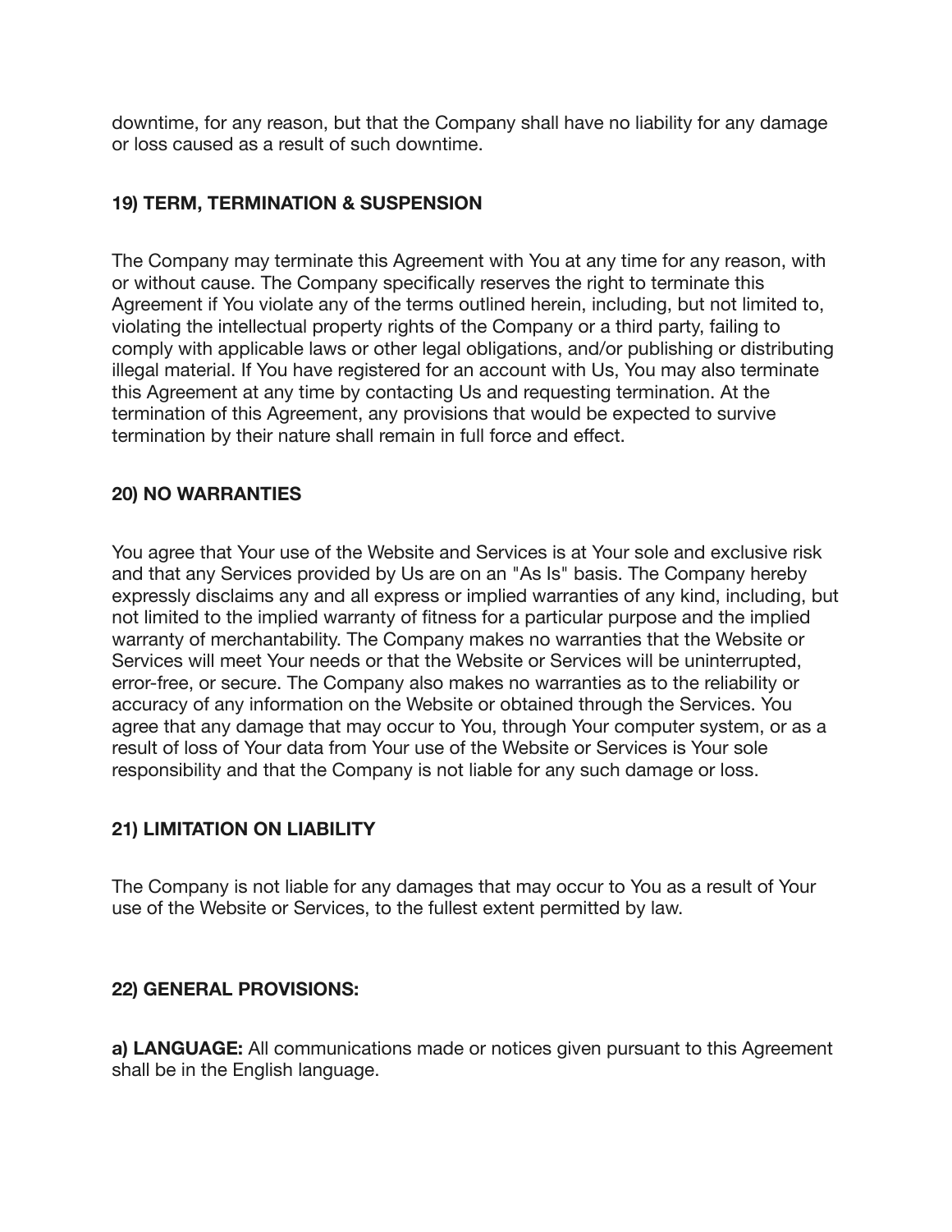downtime, for any reason, but that the Company shall have no liability for any damage or loss caused as a result of such downtime.

**19) TERM, TERMINATION & SUSPENSION**

The Company may terminate this Agreement with You at any time for any reason, with or without cause. The Company specifically reserves the right to terminate this Agreement if You violate any of the terms outlined herein, including, but not limited to, violating the intellectual property rights of the Company or a third party, failing to comply with applicable laws or other legal obligations, and/or publishing or distributing illegal material. If You have registered for an account with Us, You may also terminate this Agreement at any time by contacting Us and requesting termination. At the termination of this Agreement, any provisions that would be expected to survive termination by their nature shall remain in full force and effect.

**20) NO WARRANTIES**

You agree that Your use of the Website and Services is at Your sole and exclusive risk and that any Services provided by Us are on an "As Is" basis. The Company hereby expressly disclaims any and all express or implied warranties of any kind, including, but not limited to the implied warranty of fitness for a particular purpose and the implied warranty of merchantability. The Company makes no warranties that the Website or Services will meet Your needs or that the Website or Services will be uninterrupted, error-free, or secure. The Company also makes no warranties as to the reliability or accuracy of any information on the Website or obtained through the Services. You agree that any damage that may occur to You, through Your computer system, or as a result of loss of Your data from Your use of the Website or Services is Your sole responsibility and that the Company is not liable for any such damage or loss.

**21) LIMITATION ON LIABILITY**

The Company is not liable for any damages that may occur to You as a result of Your use of the Website or Services, to the fullest extent permitted by law.

**22) GENERAL PROVISIONS:**

**a) LANGUAGE:** All communications made or notices given pursuant to this Agreement shall be in the English language.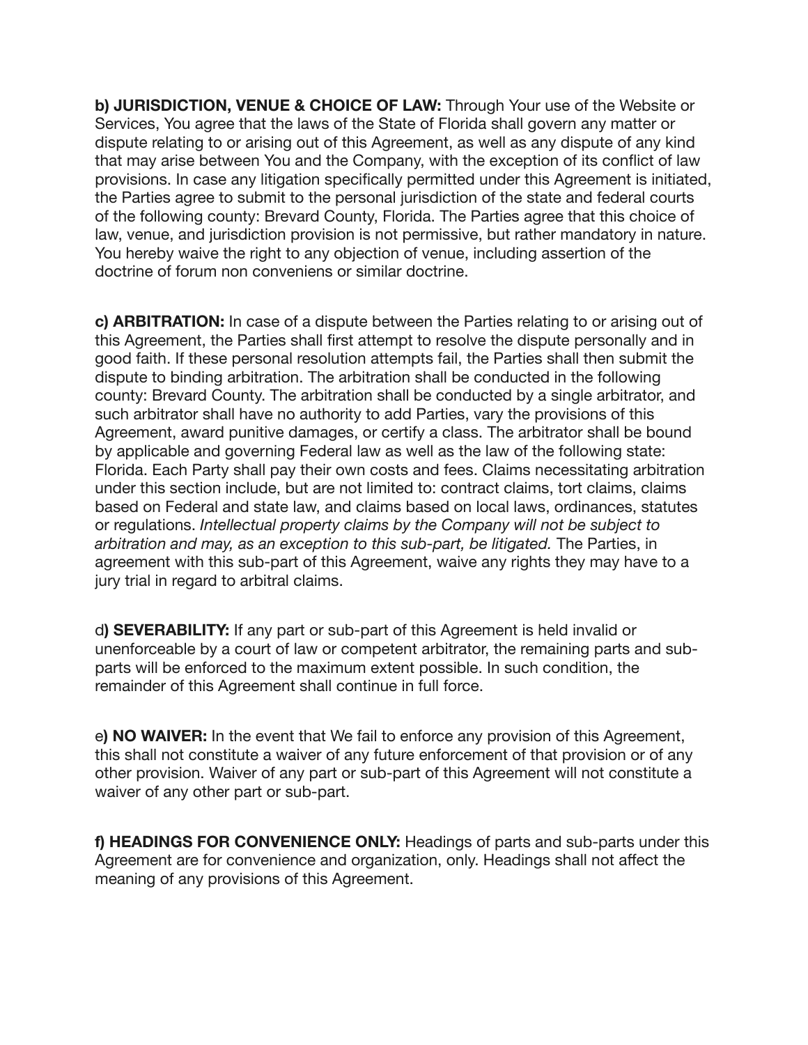**b) JURISDICTION, VENUE & CHOICE OF LAW:** Through Your use of the Website or Services, You agree that the laws of the State of Florida shall govern any matter or dispute relating to or arising out of this Agreement, as well as any dispute of any kind that may arise between You and the Company, with the exception of its conflict of law provisions. In case any litigation specifically permitted under this Agreement is initiated, the Parties agree to submit to the personal jurisdiction of the state and federal courts of the following county: Brevard County, Florida. The Parties agree that this choice of law, venue, and jurisdiction provision is not permissive, but rather mandatory in nature. You hereby waive the right to any objection of venue, including assertion of the doctrine of forum non conveniens or similar doctrine.

**c) ARBITRATION:** In case of a dispute between the Parties relating to or arising out of this Agreement, the Parties shall first attempt to resolve the dispute personally and in good faith. If these personal resolution attempts fail, the Parties shall then submit the dispute to binding arbitration. The arbitration shall be conducted in the following county: Brevard County. The arbitration shall be conducted by a single arbitrator, and such arbitrator shall have no authority to add Parties, vary the provisions of this Agreement, award punitive damages, or certify a class. The arbitrator shall be bound by applicable and governing Federal law as well as the law of the following state: Florida. Each Party shall pay their own costs and fees. Claims necessitating arbitration under this section include, but are not limited to: contract claims, tort claims, claims based on Federal and state law, and claims based on local laws, ordinances, statutes or regulations. *Intellectual property claims by the Company will not be subject to arbitration and may, as an exception to this sub-part, be litigated.* The Parties, in agreement with this sub-part of this Agreement, waive any rights they may have to a jury trial in regard to arbitral claims.

d**) SEVERABILITY:** If any part or sub-part of this Agreement is held invalid or unenforceable by a court of law or competent arbitrator, the remaining parts and sub-parts will be enforced to the maximum extent possible. In such condition, the remainder of this Agreement shall continue in full force.

e**) NO WAIVER:** In the event that We fail to enforce any provision of this Agreement, this shall not constitute a waiver of any future enforcement of that provision or of any other provision. Waiver of any part or sub-part of this Agreement will not constitute a waiver of any other part or sub-part.

**f) HEADINGS FOR CONVENIENCE ONLY:** Headings of parts and sub-parts under this Agreement are for convenience and organization, only. Headings shall not affect the meaning of any provisions of this Agreement.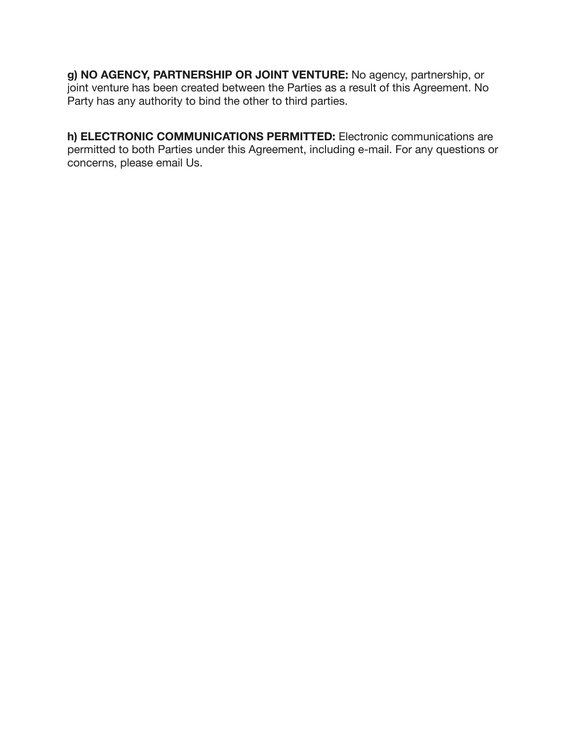**g) NO AGENCY, PARTNERSHIP OR JOINT VENTURE:** No agency, partnership, or joint venture has been created between the Parties as a result of this Agreement. No Party has any authority to bind the other to third parties.

**h) ELECTRONIC COMMUNICATIONS PERMITTED:** Electronic communications are permitted to both Parties under this Agreement, including e-mail. For any questions or concerns, please email Us.